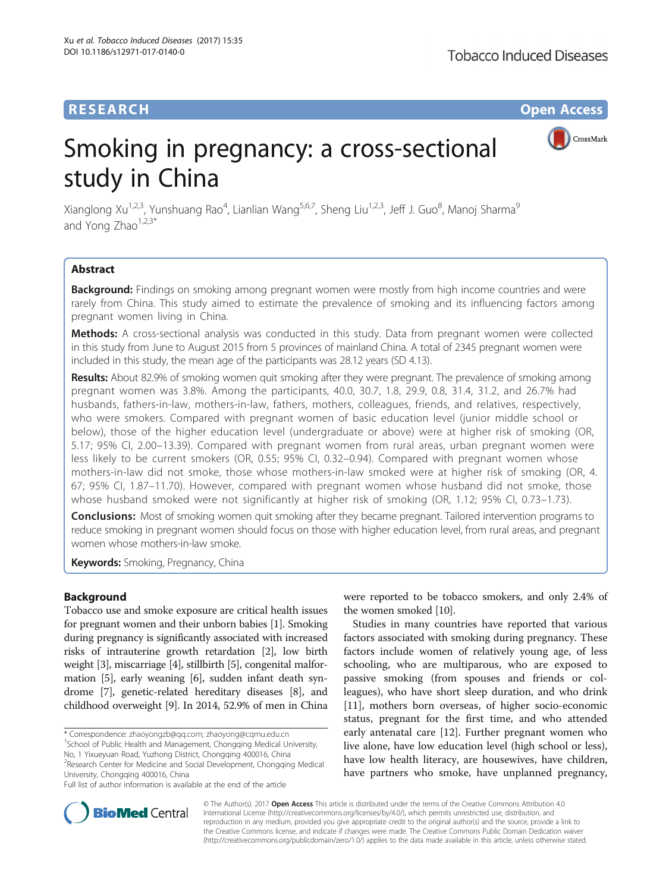RESEARCH Open Access

# Smoking in pregnancy: a cross-sectional study in China

Xianglong Xu[1,2,3], Yunshuang Rao[4], Lianlian Wang[5,6,7], Sheng Liu[1,2,3], Jeff J. Guo[8], Manoj Sharma[9] and Yong Zhao[1,2,3*]

## Abstract

**Background:** Findings on smoking among pregnant women were mostly from high income countries and were rarely from China. This study aimed to estimate the prevalence of smoking and its influencing factors among pregnant women living in China.

**Methods:** A cross-sectional analysis was conducted in this study. Data from pregnant women were collected in this study from June to August 2015 from 5 provinces of mainland China. A total of 2345 pregnant women were included in this study, the mean age of the participants was 28.12 years (SD 4.13).

**Results:** About 82.9% of smoking women quit smoking after they were pregnant. The prevalence of smoking among pregnant women was 3.8%. Among the participants, 40.0, 30.7, 1.8, 29.9, 0.8, 31.4, 31.2, and 26.7% had husbands, fathers-in-law, mothers-in-law, fathers, mothers, colleagues, friends, and relatives, respectively, who were smokers. Compared with pregnant women of basic education level (junior middle school or below), those of the higher education level (undergraduate or above) were at higher risk of smoking (OR, 5.17; 95% CI, 2.00–13.39). Compared with pregnant women from rural areas, urban pregnant women were less likely to be current smokers (OR, 0.55; 95% CI, 0.32–0.94). Compared with pregnant women whose mothers-in-law did not smoke, those whose mothers-in-law smoked were at higher risk of smoking (OR, 4.67; 95% CI, 1.87–11.70). However, compared with pregnant women whose husband did not smoke, those whose husband smoked were not significantly at higher risk of smoking (OR, 1.12; 95% CI, 0.73–1.73).

**Conclusions:** Most of smoking women quit smoking after they became pregnant. Tailored intervention programs to reduce smoking in pregnant women should focus on those with higher education level, from rural areas, and pregnant women whose mothers-in-law smoke.

**Keywords:** Smoking, Pregnancy, China

## Background

Tobacco use and smoke exposure are critical health issues for pregnant women and their unborn babies [1]. Smoking during pregnancy is significantly associated with increased risks of intrauterine growth retardation [2], low birth weight [3], miscarriage [4], stillbirth [5], congenital malformation [5], early weaning [6], sudden infant death syndrome [7], genetic-related hereditary diseases [8], and childhood overweight [9]. In 2014, 52.9% of men in China were reported to be tobacco smokers, and only 2.4% of the women smoked [10].

Studies in many countries have reported that various factors associated with smoking during pregnancy. These factors include women of relatively young age, of less schooling, who are multiparous, who are exposed to passive smoking (from spouses and friends or colleagues), who have short sleep duration, and who drink [11], mothers born overseas, of higher socio-economic status, pregnant for the first time, and who attended early antenatal care [12]. Further pregnant women who live alone, have low education level (high school or less), have low health literacy, are housewives, have children, have partners who smoke, have unplanned pregnancy,

* Correspondence: zhaoyongzb@qq.com; zhaoyong@cqmu.edu.cn
[1]School of Public Health and Management, Chongqing Medical University, No, 1 Yixueyuan Road, Yuzhong District, Chongqing 400016, China
[2]Research Center for Medicine and Social Development, Chongqing Medical University, Chongqing 400016, China
Full list of author information is available at the end of the article

© The Author(s). 2017 **Open Access** This article is distributed under the terms of the Creative Commons Attribution 4.0 International License (http://creativecommons.org/licenses/by/4.0/), which permits unrestricted use, distribution, and reproduction in any medium, provided you give appropriate credit to the original author(s) and the source, provide a link to the Creative Commons license, and indicate if changes were made. The Creative Commons Public Domain Dedication waiver (http://creativecommons.org/publicdomain/zero/1.0/) applies to the data made available in this article, unless otherwise stated.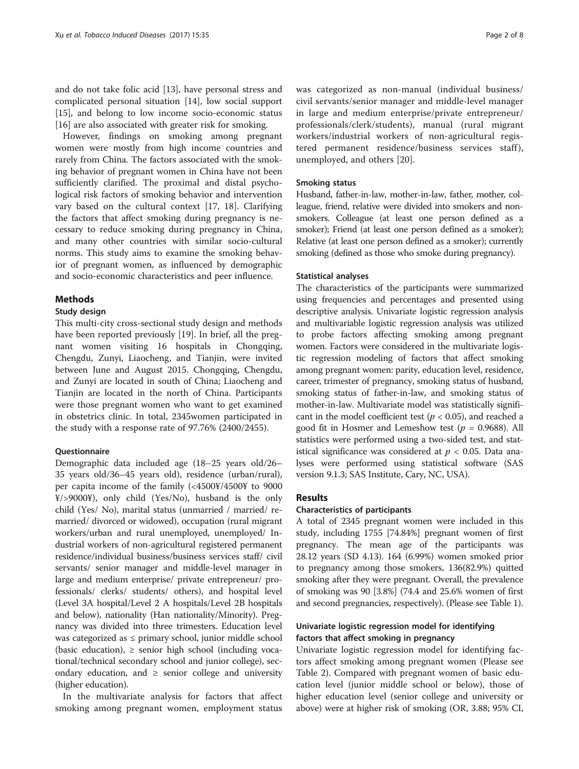and do not take folic acid [13], have personal stress and complicated personal situation [14], low social support [15], and belong to low income socio-economic status [16] are also associated with greater risk for smoking.

However, findings on smoking among pregnant women were mostly from high income countries and rarely from China. The factors associated with the smoking behavior of pregnant women in China have not been sufficiently clarified. The proximal and distal psychological risk factors of smoking behavior and intervention vary based on the cultural context [17, 18]. Clarifying the factors that affect smoking during pregnancy is necessary to reduce smoking during pregnancy in China, and many other countries with similar socio-cultural norms. This study aims to examine the smoking behavior of pregnant women, as influenced by demographic and socio-economic characteristics and peer influence.

## Methods

### Study design

This multi-city cross-sectional study design and methods have been reported previously [19]. In brief, all the pregnant women visiting 16 hospitals in Chongqing, Chengdu, Zunyi, Liaocheng, and Tianjin, were invited between June and August 2015. Chongqing, Chengdu, and Zunyi are located in south of China; Liaocheng and Tianjin are located in the north of China. Participants were those pregnant women who want to get examined in obstetrics clinic. In total, 2345women participated in the study with a response rate of 97.76% (2400/2455).

### Questionnaire

Demographic data included age (18–25 years old/26–35 years old/36–45 years old), residence (urban/rural), per capita income of the family (<4500¥/4500¥ to 9000 ¥/>9000¥), only child (Yes/No), husband is the only child (Yes/ No), marital status (unmarried / married/ remarried/ divorced or widowed), occupation (rural migrant workers/urban and rural unemployed, unemployed/ Industrial workers of non-agricultural registered permanent residence/individual business/business services staff/ civil servants/ senior manager and middle-level manager in large and medium enterprise/ private entrepreneur/ professionals/ clerks/ students/ others), and hospital level (Level 3A hospital/Level 2 A hospitals/Level 2B hospitals and below), nationality (Han nationality/Minority). Pregnancy was divided into three trimesters. Education level was categorized as ≤ primary school, junior middle school (basic education), ≥ senior high school (including vocational/technical secondary school and junior college), secondary education, and ≥ senior college and university (higher education).

In the multivariate analysis for factors that affect smoking among pregnant women, employment status was categorized as non-manual (individual business/ civil servants/senior manager and middle-level manager in large and medium enterprise/private entrepreneur/ professionals/clerk/students), manual (rural migrant workers/industrial workers of non-agricultural registered permanent residence/business services staff), unemployed, and others [20].

### Smoking status

Husband, father-in-law, mother-in-law, father, mother, colleague, friend, relative were divided into smokers and non-smokers. Colleague (at least one person defined as a smoker); Friend (at least one person defined as a smoker); Relative (at least one person defined as a smoker); currently smoking (defined as those who smoke during pregnancy).

### Statistical analyses

The characteristics of the participants were summarized using frequencies and percentages and presented using descriptive analysis. Univariate logistic regression analysis and multivariable logistic regression analysis was utilized to probe factors affecting smoking among pregnant women. Factors were considered in the multivariate logistic regression modeling of factors that affect smoking among pregnant women: parity, education level, residence, career, trimester of pregnancy, smoking status of husband, smoking status of father-in-law, and smoking status of mother-in-law. Multivariate model was statistically significant in the model coefficient test ($p < 0.05$), and reached a good fit in Hosmer and Lemeshow test ($p = 0.9688$). All statistics were performed using a two-sided test, and statistical significance was considered at $p < 0.05$. Data analyses were performed using statistical software (SAS version 9.1.3; SAS Institute, Cary, NC, USA).

## Results

### Characteristics of participants

A total of 2345 pregnant women were included in this study, including 1755 [74.84%] pregnant women of first pregnancy. The mean age of the participants was 28.12 years (SD 4.13). 164 (6.99%) women smoked prior to pregnancy among those smokers, 136(82.9%) quitted smoking after they were pregnant. Overall, the prevalence of smoking was 90 [3.8%] (74.4 and 25.6% women of first and second pregnancies, respectively). (Please see Table 1).

### Univariate logistic regression model for identifying factors that affect smoking in pregnancy

Univariate logistic regression model for identifying factors affect smoking among pregnant women (Please see Table 2). Compared with pregnant women of basic education level (junior middle school or below), those of higher education level (senior college and university or above) were at higher risk of smoking (OR, 3.88; 95% CI,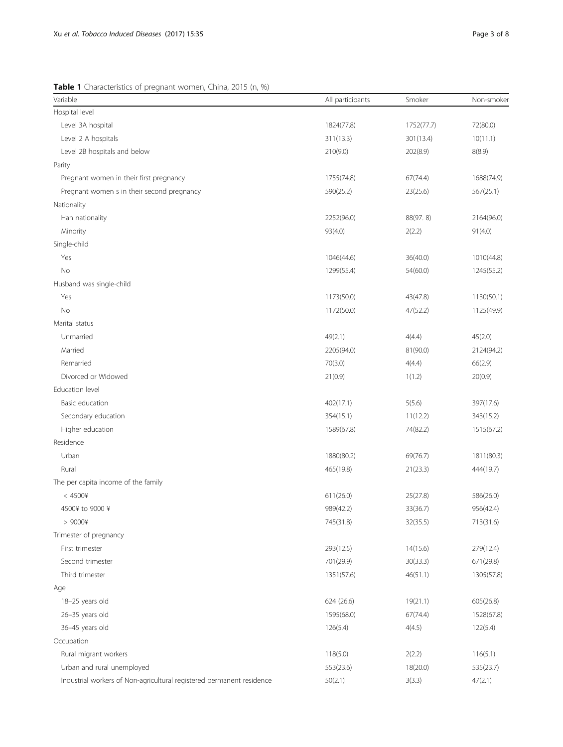**Table 1** Characteristics of pregnant women, China, 2015 (n, %)

| Variable | All participants | Smoker | Non-smoker |
|---|---|---|---|
| Hospital level | | | |
| Level 3A hospital | 1824(77.8) | 1752(77.7) | 72(80.0) |
| Level 2 A hospitals | 311(13.3) | 301(13.4) | 10(11.1) |
| Level 2B hospitals and below | 210(9.0) | 202(8.9) | 8(8.9) |
| Parity | | | |
| Pregnant women in their first pregnancy | 1755(74.8) | 67(74.4) | 1688(74.9) |
| Pregnant women s in their second pregnancy | 590(25.2) | 23(25.6) | 567(25.1) |
| Nationality | | | |
| Han nationality | 2252(96.0) | 88(97. 8) | 2164(96.0) |
| Minority | 93(4.0) | 2(2.2) | 91(4.0) |
| Single-child | | | |
| Yes | 1046(44.6) | 36(40.0) | 1010(44.8) |
| No | 1299(55.4) | 54(60.0) | 1245(55.2) |
| Husband was single-child | | | |
| Yes | 1173(50.0) | 43(47.8) | 1130(50.1) |
| No | 1172(50.0) | 47(52.2) | 1125(49.9) |
| Marital status | | | |
| Unmarried | 49(2.1) | 4(4.4) | 45(2.0) |
| Married | 2205(94.0) | 81(90.0) | 2124(94.2) |
| Remarried | 70(3.0) | 4(4.4) | 66(2.9) |
| Divorced or Widowed | 21(0.9) | 1(1.2) | 20(0.9) |
| Education level | | | |
| Basic education | 402(17.1) | 5(5.6) | 397(17.6) |
| Secondary education | 354(15.1) | 11(12.2) | 343(15.2) |
| Higher education | 1589(67.8) | 74(82.2) | 1515(67.2) |
| Residence | | | |
| Urban | 1880(80.2) | 69(76.7) | 1811(80.3) |
| Rural | 465(19.8) | 21(23.3) | 444(19.7) |
| The per capita income of the family | | | |
| < 4500¥ | 611(26.0) | 25(27.8) | 586(26.0) |
| 4500¥ to 9000 ¥ | 989(42.2) | 33(36.7) | 956(42.4) |
| > 9000¥ | 745(31.8) | 32(35.5) | 713(31.6) |
| Trimester of pregnancy | | | |
| First trimester | 293(12.5) | 14(15.6) | 279(12.4) |
| Second trimester | 701(29.9) | 30(33.3) | 671(29.8) |
| Third trimester | 1351(57.6) | 46(51.1) | 1305(57.8) |
| Age | | | |
| 18–25 years old | 624 (26.6) | 19(21.1) | 605(26.8) |
| 26–35 years old | 1595(68.0) | 67(74.4) | 1528(67.8) |
| 36–45 years old | 126(5.4) | 4(4.5) | 122(5.4) |
| Occupation | | | |
| Rural migrant workers | 118(5.0) | 2(2.2) | 116(5.1) |
| Urban and rural unemployed | 553(23.6) | 18(20.0) | 535(23.7) |
| Industrial workers of Non-agricultural registered permanent residence | 50(2.1) | 3(3.3) | 47(2.1) |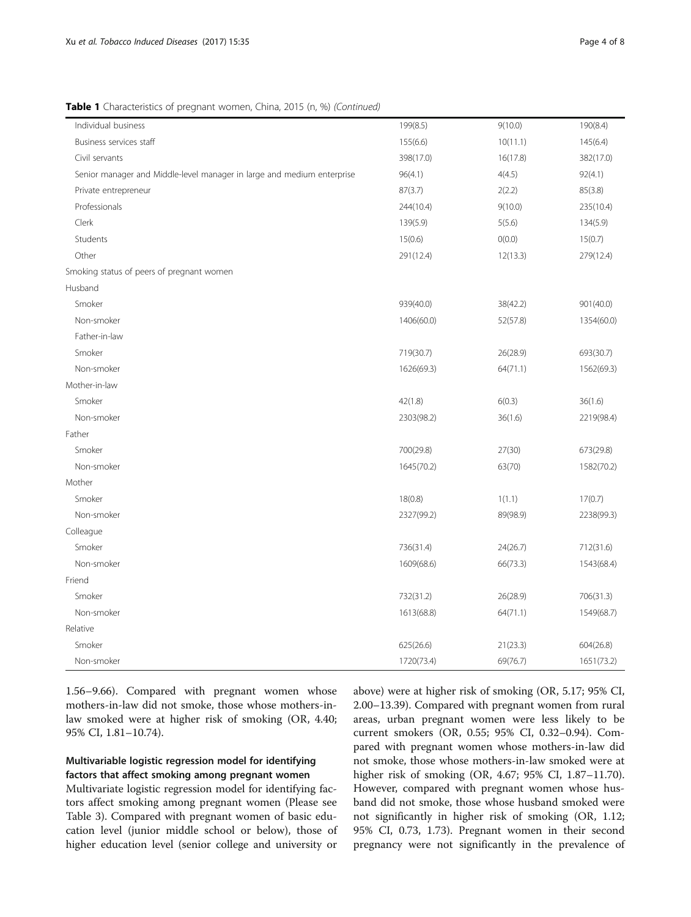**Table 1** Characteristics of pregnant women, China, 2015 (n, %) *(Continued)*

| | | | |
|---|---|---|---|
| Individual business | 199(8.5) | 9(10.0) | 190(8.4) |
| Business services staff | 155(6.6) | 10(11.1) | 145(6.4) |
| Civil servants | 398(17.0) | 16(17.8) | 382(17.0) |
| Senior manager and Middle-level manager in large and medium enterprise | 96(4.1) | 4(4.5) | 92(4.1) |
| Private entrepreneur | 87(3.7) | 2(2.2) | 85(3.8) |
| Professionals | 244(10.4) | 9(10.0) | 235(10.4) |
| Clerk | 139(5.9) | 5(5.6) | 134(5.9) |
| Students | 15(0.6) | 0(0.0) | 15(0.7) |
| Other | 291(12.4) | 12(13.3) | 279(12.4) |
| Smoking status of peers of pregnant women | | | |
| Husband | | | |
| Smoker | 939(40.0) | 38(42.2) | 901(40.0) |
| Non-smoker | 1406(60.0) | 52(57.8) | 1354(60.0) |
| Father-in-law | | | |
| Smoker | 719(30.7) | 26(28.9) | 693(30.7) |
| Non-smoker | 1626(69.3) | 64(71.1) | 1562(69.3) |
| Mother-in-law | | | |
| Smoker | 42(1.8) | 6(0.3) | 36(1.6) |
| Non-smoker | 2303(98.2) | 36(1.6) | 2219(98.4) |
| Father | | | |
| Smoker | 700(29.8) | 27(30) | 673(29.8) |
| Non-smoker | 1645(70.2) | 63(70) | 1582(70.2) |
| Mother | | | |
| Smoker | 18(0.8) | 1(1.1) | 17(0.7) |
| Non-smoker | 2327(99.2) | 89(98.9) | 2238(99.3) |
| Colleague | | | |
| Smoker | 736(31.4) | 24(26.7) | 712(31.6) |
| Non-smoker | 1609(68.6) | 66(73.3) | 1543(68.4) |
| Friend | | | |
| Smoker | 732(31.2) | 26(28.9) | 706(31.3) |
| Non-smoker | 1613(68.8) | 64(71.1) | 1549(68.7) |
| Relative | | | |
| Smoker | 625(26.6) | 21(23.3) | 604(26.8) |
| Non-smoker | 1720(73.4) | 69(76.7) | 1651(73.2) |

1.56–9.66). Compared with pregnant women whose mothers-in-law did not smoke, those whose mothers-in-law smoked were at higher risk of smoking (OR, 4.40; 95% CI, 1.81–10.74).

### Multivariable logistic regression model for identifying factors that affect smoking among pregnant women

Multivariate logistic regression model for identifying factors affect smoking among pregnant women (Please see Table 3). Compared with pregnant women of basic education level (junior middle school or below), those of higher education level (senior college and university or above) were at higher risk of smoking (OR, 5.17; 95% CI, 2.00–13.39). Compared with pregnant women from rural areas, urban pregnant women were less likely to be current smokers (OR, 0.55; 95% CI, 0.32–0.94). Compared with pregnant women whose mothers-in-law did not smoke, those whose mothers-in-law smoked were at higher risk of smoking (OR, 4.67; 95% CI, 1.87–11.70). However, compared with pregnant women whose husband did not smoke, those whose husband smoked were not significantly in higher risk of smoking (OR, 1.12; 95% CI, 0.73, 1.73). Pregnant women in their second pregnancy were not significantly in the prevalence of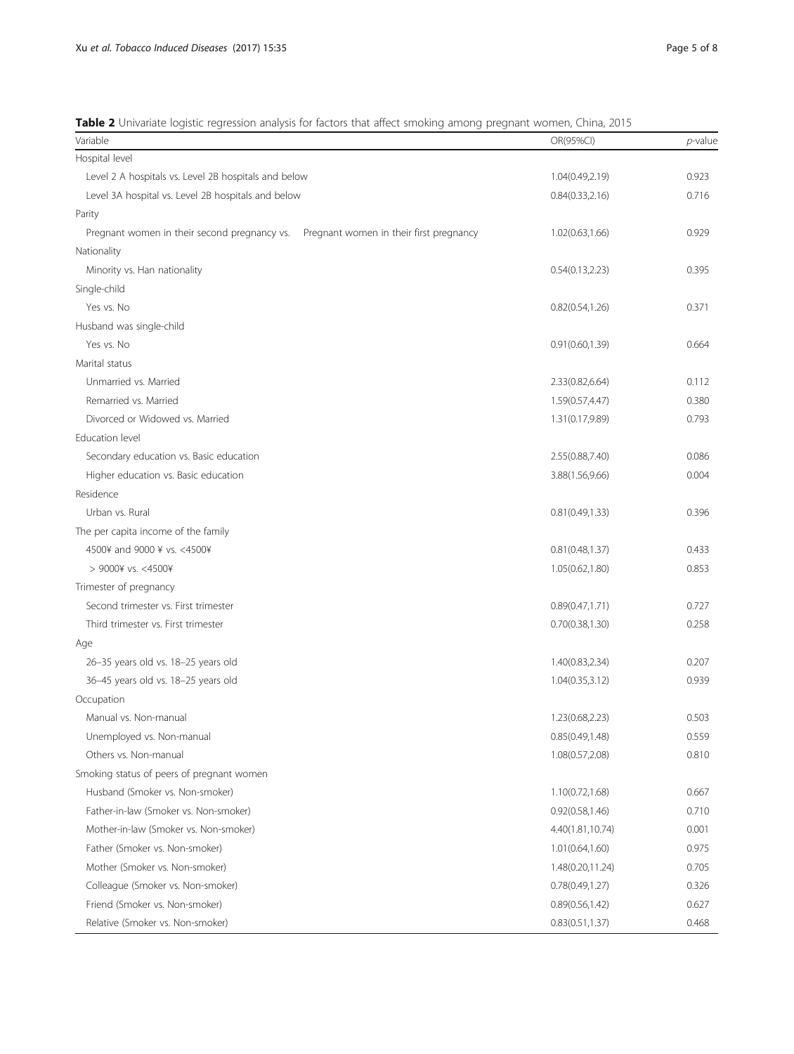**Table 2** Univariate logistic regression analysis for factors that affect smoking among pregnant women, China, 2015

| Variable | OR(95%CI) | *p*-value |
| --- | --- | --- |
| Hospital level | | |
| Level 2 A hospitals vs. Level 2B hospitals and below | 1.04(0.49,2.19) | 0.923 |
| Level 3A hospital vs. Level 2B hospitals and below | 0.84(0.33,2.16) | 0.716 |
| Parity | | |
| Pregnant women in their second pregnancy vs. Pregnant women in their first pregnancy | 1.02(0.63,1.66) | 0.929 |
| Nationality | | |
| Minority vs. Han nationality | 0.54(0.13,2.23) | 0.395 |
| Single-child | | |
| Yes vs. No | 0.82(0.54,1.26) | 0.371 |
| Husband was single-child | | |
| Yes vs. No | 0.91(0.60,1.39) | 0.664 |
| Marital status | | |
| Unmarried vs. Married | 2.33(0.82,6.64) | 0.112 |
| Remarried vs. Married | 1.59(0.57,4.47) | 0.380 |
| Divorced or Widowed vs. Married | 1.31(0.17,9.89) | 0.793 |
| Education level | | |
| Secondary education vs. Basic education | 2.55(0.88,7.40) | 0.086 |
| Higher education vs. Basic education | 3.88(1.56,9.66) | 0.004 |
| Residence | | |
| Urban vs. Rural | 0.81(0.49,1.33) | 0.396 |
| The per capita income of the family | | |
| 4500¥ and 9000 ¥ vs. <4500¥ | 0.81(0.48,1.37) | 0.433 |
| > 9000¥ vs. <4500¥ | 1.05(0.62,1.80) | 0.853 |
| Trimester of pregnancy | | |
| Second trimester vs. First trimester | 0.89(0.47,1.71) | 0.727 |
| Third trimester vs. First trimester | 0.70(0.38,1.30) | 0.258 |
| Age | | |
| 26–35 years old vs. 18–25 years old | 1.40(0.83,2.34) | 0.207 |
| 36–45 years old vs. 18–25 years old | 1.04(0.35,3.12) | 0.939 |
| Occupation | | |
| Manual vs. Non-manual | 1.23(0.68,2.23) | 0.503 |
| Unemployed vs. Non-manual | 0.85(0.49,1.48) | 0.559 |
| Others vs. Non-manual | 1.08(0.57,2.08) | 0.810 |
| Smoking status of peers of pregnant women | | |
| Husband (Smoker vs. Non-smoker) | 1.10(0.72,1.68) | 0.667 |
| Father-in-law (Smoker vs. Non-smoker) | 0.92(0.58,1.46) | 0.710 |
| Mother-in-law (Smoker vs. Non-smoker) | 4.40(1.81,10.74) | 0.001 |
| Father (Smoker vs. Non-smoker) | 1.01(0.64,1.60) | 0.975 |
| Mother (Smoker vs. Non-smoker) | 1.48(0.20,11.24) | 0.705 |
| Colleague (Smoker vs. Non-smoker) | 0.78(0.49,1.27) | 0.326 |
| Friend (Smoker vs. Non-smoker) | 0.89(0.56,1.42) | 0.627 |
| Relative (Smoker vs. Non-smoker) | 0.83(0.51,1.37) | 0.468 |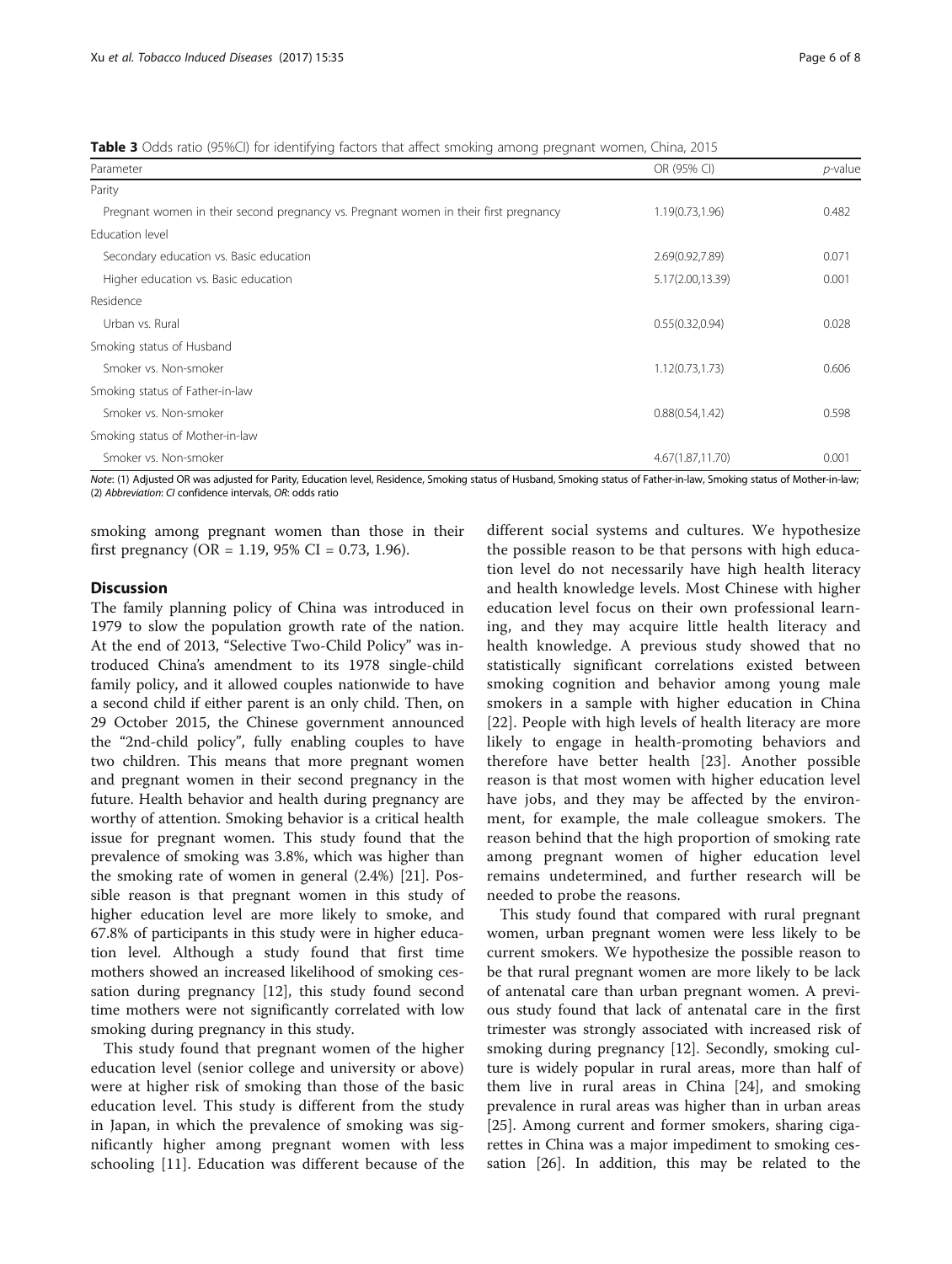**Table 3** Odds ratio (95%CI) for identifying factors that affect smoking among pregnant women, China, 2015

| Parameter | OR (95% CI) | *p*-value |
|---|---|---|
| Parity | | |
| Pregnant women in their second pregnancy vs. Pregnant women in their first pregnancy | 1.19(0.73,1.96) | 0.482 |
| Education level | | |
| Secondary education vs. Basic education | 2.69(0.92,7.89) | 0.071 |
| Higher education vs. Basic education | 5.17(2.00,13.39) | 0.001 |
| Residence | | |
| Urban vs. Rural | 0.55(0.32,0.94) | 0.028 |
| Smoking status of Husband | | |
| Smoker vs. Non-smoker | 1.12(0.73,1.73) | 0.606 |
| Smoking status of Father-in-law | | |
| Smoker vs. Non-smoker | 0.88(0.54,1.42) | 0.598 |
| Smoking status of Mother-in-law | | |
| Smoker vs. Non-smoker | 4.67(1.87,11.70) | 0.001 |

*Note*: (1) Adjusted OR was adjusted for Parity, Education level, Residence, Smoking status of Husband, Smoking status of Father-in-law, Smoking status of Mother-in-law; (2) *Abbreviation*: *CI* confidence intervals, *OR*: odds ratio

smoking among pregnant women than those in their first pregnancy (OR = 1.19, 95% CI = 0.73, 1.96).

## Discussion

The family planning policy of China was introduced in 1979 to slow the population growth rate of the nation. At the end of 2013, "Selective Two-Child Policy" was introduced China's amendment to its 1978 single-child family policy, and it allowed couples nationwide to have a second child if either parent is an only child. Then, on 29 October 2015, the Chinese government announced the "2nd-child policy", fully enabling couples to have two children. This means that more pregnant women and pregnant women in their second pregnancy in the future. Health behavior and health during pregnancy are worthy of attention. Smoking behavior is a critical health issue for pregnant women. This study found that the prevalence of smoking was 3.8%, which was higher than the smoking rate of women in general (2.4%) [21]. Possible reason is that pregnant women in this study of higher education level are more likely to smoke, and 67.8% of participants in this study were in higher education level. Although a study found that first time mothers showed an increased likelihood of smoking cessation during pregnancy [12], this study found second time mothers were not significantly correlated with low smoking during pregnancy in this study.

This study found that pregnant women of the higher education level (senior college and university or above) were at higher risk of smoking than those of the basic education level. This study is different from the study in Japan, in which the prevalence of smoking was significantly higher among pregnant women with less schooling [11]. Education was different because of the different social systems and cultures. We hypothesize the possible reason to be that persons with high education level do not necessarily have high health literacy and health knowledge levels. Most Chinese with higher education level focus on their own professional learning, and they may acquire little health literacy and health knowledge. A previous study showed that no statistically significant correlations existed between smoking cognition and behavior among young male smokers in a sample with higher education in China [22]. People with high levels of health literacy are more likely to engage in health-promoting behaviors and therefore have better health [23]. Another possible reason is that most women with higher education level have jobs, and they may be affected by the environment, for example, the male colleague smokers. The reason behind that the high proportion of smoking rate among pregnant women of higher education level remains undetermined, and further research will be needed to probe the reasons.

This study found that compared with rural pregnant women, urban pregnant women were less likely to be current smokers. We hypothesize the possible reason to be that rural pregnant women are more likely to be lack of antenatal care than urban pregnant women. A previous study found that lack of antenatal care in the first trimester was strongly associated with increased risk of smoking during pregnancy [12]. Secondly, smoking culture is widely popular in rural areas, more than half of them live in rural areas in China [24], and smoking prevalence in rural areas was higher than in urban areas [25]. Among current and former smokers, sharing cigarettes in China was a major impediment to smoking cessation [26]. In addition, this may be related to the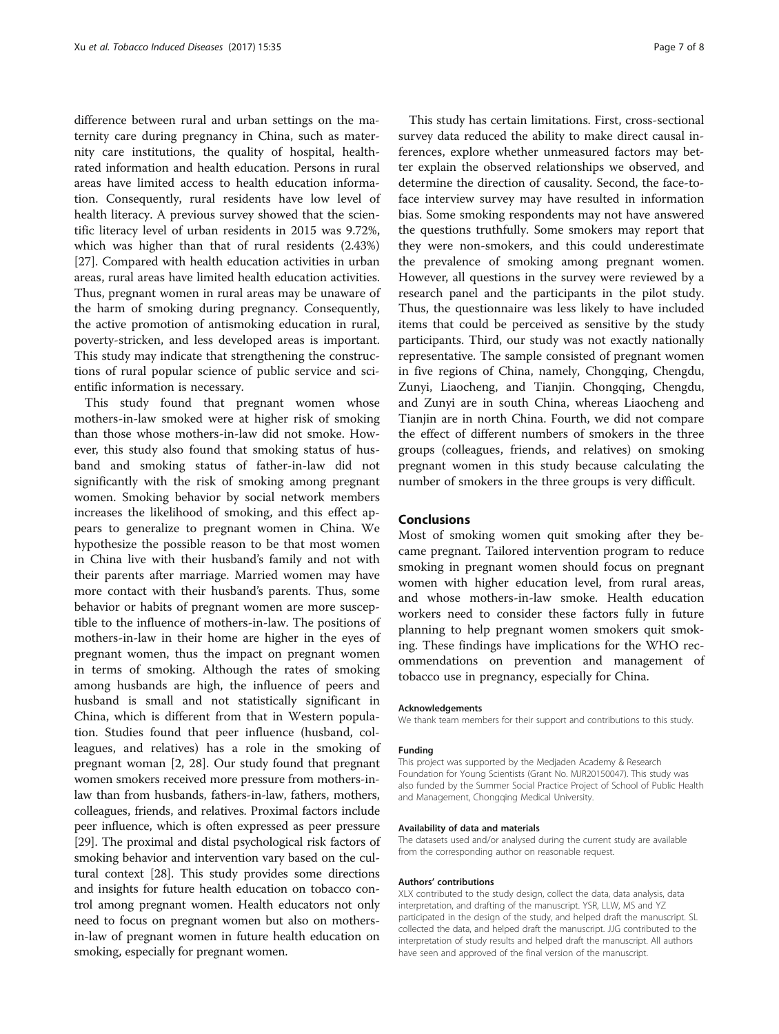difference between rural and urban settings on the maternity care during pregnancy in China, such as maternity care institutions, the quality of hospital, health-rated information and health education. Persons in rural areas have limited access to health education information. Consequently, rural residents have low level of health literacy. A previous survey showed that the scientific literacy level of urban residents in 2015 was 9.72%, which was higher than that of rural residents (2.43%) [27]. Compared with health education activities in urban areas, rural areas have limited health education activities. Thus, pregnant women in rural areas may be unaware of the harm of smoking during pregnancy. Consequently, the active promotion of antismoking education in rural, poverty-stricken, and less developed areas is important. This study may indicate that strengthening the constructions of rural popular science of public service and scientific information is necessary.

This study found that pregnant women whose mothers-in-law smoked were at higher risk of smoking than those whose mothers-in-law did not smoke. However, this study also found that smoking status of husband and smoking status of father-in-law did not significantly with the risk of smoking among pregnant women. Smoking behavior by social network members increases the likelihood of smoking, and this effect appears to generalize to pregnant women in China. We hypothesize the possible reason to be that most women in China live with their husband's family and not with their parents after marriage. Married women may have more contact with their husband's parents. Thus, some behavior or habits of pregnant women are more susceptible to the influence of mothers-in-law. The positions of mothers-in-law in their home are higher in the eyes of pregnant women, thus the impact on pregnant women in terms of smoking. Although the rates of smoking among husbands are high, the influence of peers and husband is small and not statistically significant in China, which is different from that in Western population. Studies found that peer influence (husband, colleagues, and relatives) has a role in the smoking of pregnant woman [2, 28]. Our study found that pregnant women smokers received more pressure from mothers-in-law than from husbands, fathers-in-law, fathers, mothers, colleagues, friends, and relatives. Proximal factors include peer influence, which is often expressed as peer pressure [29]. The proximal and distal psychological risk factors of smoking behavior and intervention vary based on the cultural context [28]. This study provides some directions and insights for future health education on tobacco control among pregnant women. Health educators not only need to focus on pregnant women but also on mothers-in-law of pregnant women in future health education on smoking, especially for pregnant women.

This study has certain limitations. First, cross-sectional survey data reduced the ability to make direct causal inferences, explore whether unmeasured factors may better explain the observed relationships we observed, and determine the direction of causality. Second, the face-to-face interview survey may have resulted in information bias. Some smoking respondents may not have answered the questions truthfully. Some smokers may report that they were non-smokers, and this could underestimate the prevalence of smoking among pregnant women. However, all questions in the survey were reviewed by a research panel and the participants in the pilot study. Thus, the questionnaire was less likely to have included items that could be perceived as sensitive by the study participants. Third, our study was not exactly nationally representative. The sample consisted of pregnant women in five regions of China, namely, Chongqing, Chengdu, Zunyi, Liaocheng, and Tianjin. Chongqing, Chengdu, and Zunyi are in south China, whereas Liaocheng and Tianjin are in north China. Fourth, we did not compare the effect of different numbers of smokers in the three groups (colleagues, friends, and relatives) on smoking pregnant women in this study because calculating the number of smokers in the three groups is very difficult.

## Conclusions

Most of smoking women quit smoking after they became pregnant. Tailored intervention program to reduce smoking in pregnant women should focus on pregnant women with higher education level, from rural areas, and whose mothers-in-law smoke. Health education workers need to consider these factors fully in future planning to help pregnant women smokers quit smoking. These findings have implications for the WHO recommendations on prevention and management of tobacco use in pregnancy, especially for China.

#### Acknowledgements

We thank team members for their support and contributions to this study.

#### Funding

This project was supported by the Medjaden Academy & Research Foundation for Young Scientists (Grant No. MJR20150047). This study was also funded by the Summer Social Practice Project of School of Public Health and Management, Chongqing Medical University.

#### Availability of data and materials

The datasets used and/or analysed during the current study are available from the corresponding author on reasonable request.

#### Authors' contributions

XLX contributed to the study design, collect the data, data analysis, data interpretation, and drafting of the manuscript. YSR, LLW, MS and YZ participated in the design of the study, and helped draft the manuscript. SL collected the data, and helped draft the manuscript. JJG contributed to the interpretation of study results and helped draft the manuscript. All authors have seen and approved of the final version of the manuscript.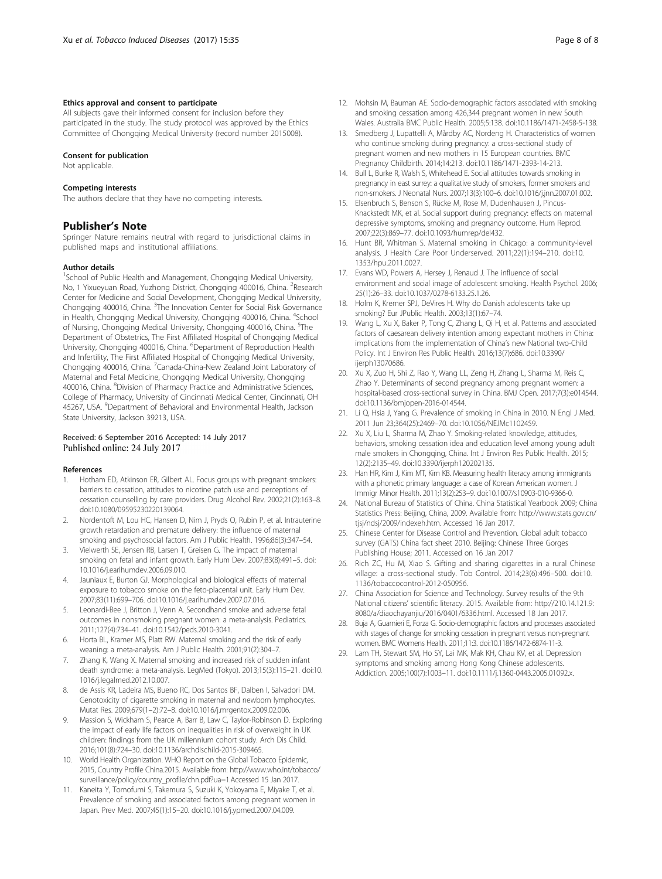#### Ethics approval and consent to participate

All subjects gave their informed consent for inclusion before they participated in the study. The study protocol was approved by the Ethics Committee of Chongqing Medical University (record number 2015008).

#### Consent for publication

Not applicable.

#### Competing interests

The authors declare that they have no competing interests.

### Publisher's Note

Springer Nature remains neutral with regard to jurisdictional claims in published maps and institutional affiliations.

#### Author details

[1]School of Public Health and Management, Chongqing Medical University, No, 1 Yixueyuan Road, Yuzhong District, Chongqing 400016, China. [2]Research Center for Medicine and Social Development, Chongqing Medical University, Chongqing 400016, China. [3]The Innovation Center for Social Risk Governance in Health, Chongqing Medical University, Chongqing 400016, China. [4]School of Nursing, Chongqing Medical University, Chongqing 400016, China. [5]The Department of Obstetrics, The First Affiliated Hospital of Chongqing Medical University, Chongqing 400016, China. [6]Department of Reproduction Health and Infertility, The First Affiliated Hospital of Chongqing Medical University, Chongqing 400016, China. [7]Canada-China-New Zealand Joint Laboratory of Maternal and Fetal Medicine, Chongqing Medical University, Chongqing 400016, China. [8]Division of Pharmacy Practice and Administrative Sciences, College of Pharmacy, University of Cincinnati Medical Center, Cincinnati, OH 45267, USA. [9]Department of Behavioral and Environmental Health, Jackson State University, Jackson 39213, USA.

Received: 6 September 2016 Accepted: 14 July 2017
Published online: 24 July 2017

#### References

1. Hotham ED, Atkinson ER, Gilbert AL. Focus groups with pregnant smokers: barriers to cessation, attitudes to nicotine patch use and perceptions of cessation counselling by care providers. Drug Alcohol Rev. 2002;21(2):163–8. doi:10.1080/09595230220139064.
2. Nordentoft M, Lou HC, Hansen D, Nim J, Pryds O, Rubin P, et al. Intrauterine growth retardation and premature delivery: the influence of maternal smoking and psychosocial factors. Am J Public Health. 1996;86(3):347–54.
3. Vielwerth SE, Jensen RB, Larsen T, Greisen G. The impact of maternal smoking on fetal and infant growth. Early Hum Dev. 2007;83(8):491–5. doi: 10.1016/j.earlhumdev.2006.09.010.
4. Jauniaux E, Burton GJ. Morphological and biological effects of maternal exposure to tobacco smoke on the feto-placental unit. Early Hum Dev. 2007;83(11):699–706. doi:10.1016/j.earlhumdev.2007.07.016.
5. Leonardi-Bee J, Britton J, Venn A. Secondhand smoke and adverse fetal outcomes in nonsmoking pregnant women: a meta-analysis. Pediatrics. 2011;127(4):734–41. doi:10.1542/peds.2010-3041.
6. Horta BL, Kramer MS, Platt RW. Maternal smoking and the risk of early weaning: a meta-analysis. Am J Public Health. 2001;91(2):304–7.
7. Zhang K, Wang X. Maternal smoking and increased risk of sudden infant death syndrome: a meta-analysis. LegMed (Tokyo). 2013;15(3):115–21. doi:10. 1016/j.legalmed.2012.10.007.
8. de Assis KR, Ladeira MS, Bueno RC, Dos Santos BF, Dalben I, Salvadori DM. Genotoxicity of cigarette smoking in maternal and newborn lymphocytes. Mutat Res. 2009;679(1–2):72–8. doi:10.1016/j.mrgentox.2009.02.006.
9. Massion S, Wickham S, Pearce A, Barr B, Law C, Taylor-Robinson D. Exploring the impact of early life factors on inequalities in risk of overweight in UK children: findings from the UK millennium cohort study. Arch Dis Child. 2016;101(8):724–30. doi:10.1136/archdischild-2015-309465.
10. World Health Organization. WHO Report on the Global Tobacco Epidemic, 2015, Country Profile China.2015. Available from: http://www.who.int/tobacco/surveillance/policy/country_profile/chn.pdf?ua=1.Accessed 15 Jan 2017.
11. Kaneita Y, Tomofumi S, Takemura S, Suzuki K, Yokoyama E, Miyake T, et al. Prevalence of smoking and associated factors among pregnant women in Japan. Prev Med. 2007;45(1):15–20. doi:10.1016/j.ypmed.2007.04.009.
12. Mohsin M, Bauman AE. Socio-demographic factors associated with smoking and smoking cessation among 426,344 pregnant women in new South Wales. Australia BMC Public Health. 2005;5:138. doi:10.1186/1471-2458-5-138.
13. Smedberg J, Lupattelli A, Mårdby AC, Nordeng H. Characteristics of women who continue smoking during pregnancy: a cross-sectional study of pregnant women and new mothers in 15 European countries. BMC Pregnancy Childbirth. 2014;14:213. doi:10.1186/1471-2393-14-213.
14. Bull L, Burke R, Walsh S, Whitehead E. Social attitudes towards smoking in pregnancy in east surrey: a qualitative study of smokers, former smokers and non-smokers. J Neonatal Nurs. 2007;13(3):100–6. doi:10.1016/j.jnn.2007.01.002.
15. Elsenbruch S, Benson S, Rücke M, Rose M, Dudenhausen J, Pincus-Knackstedt MK, et al. Social support during pregnancy: effects on maternal depressive symptoms, smoking and pregnancy outcome. Hum Reprod. 2007;22(3):869–77. doi:10.1093/humrep/del432.
16. Hunt BR, Whitman S. Maternal smoking in Chicago: a community-level analysis. J Health Care Poor Underserved. 2011;22(1):194–210. doi:10. 1353/hpu.2011.0027.
17. Evans WD, Powers A, Hersey J, Renaud J. The influence of social environment and social image of adolescent smoking. Health Psychol. 2006; 25(1):26–33. doi:10.1037/0278-6133.25.1.26.
18. Holm K, Kremer SPJ, DeVires H. Why do Danish adolescents take up smoking? Eur JPublic Health. 2003;13(1):67–74.
19. Wang L, Xu X, Baker P, Tong C, Zhang L, Qi H, et al. Patterns and associated factors of caesarean delivery intention among expectant mothers in China: implications from the implementation of China's new National two-Child Policy. Int J Environ Res Public Health. 2016;13(7):686. doi:10.3390/ijerph13070686.
20. Xu X, Zuo H, Shi Z, Rao Y, Wang LL, Zeng H, Zhang L, Sharma M, Reis C, Zhao Y. Determinants of second pregnancy among pregnant women: a hospital-based cross-sectional survey in China. BMJ Open. 2017;7(3):e014544. doi:10.1136/bmjopen-2016-014544.
21. Li Q, Hsia J, Yang G. Prevalence of smoking in China in 2010. N Engl J Med. 2011 Jun 23;364(25):2469–70. doi:10.1056/NEJMc1102459.
22. Xu X, Liu L, Sharma M, Zhao Y. Smoking-related knowledge, attitudes, behaviors, smoking cessation idea and education level among young adult male smokers in Chongqing, China. Int J Environ Res Public Health. 2015; 12(2):2135–49. doi:10.3390/ijerph120202135.
23. Han HR, Kim J, Kim MT, Kim KB. Measuring health literacy among immigrants with a phonetic primary language: a case of Korean American women. J Immigr Minor Health. 2011;13(2):253–9. doi:10.1007/s10903-010-9366-0.
24. National Bureau of Statistics of China. China Statistical Yearbook 2009; China Statistics Press: Beijing, China, 2009. Available from: http://www.stats.gov.cn/tjsj/ndsj/2009/indexeh.htm. Accessed 16 Jan 2017.
25. Chinese Center for Disease Control and Prevention. Global adult tobacco survey (GATS) China fact sheet 2010. Beijing: Chinese Three Gorges Publishing House; 2011. Accessed on 16 Jan 2017
26. Rich ZC, Hu M, Xiao S. Gifting and sharing cigarettes in a rural Chinese village: a cross-sectional study. Tob Control. 2014;23(6):496–500. doi:10. 1136/tobaccocontrol-2012-050956.
27. China Association for Science and Technology. Survey results of the 9th National citizens' scientific literacy. 2015. Available from: http://210.14.121.9:8080/a/diaochayanjiu/2016/0401/6336.html. Accessed 18 Jan 2017.
28. Buja A, Guarnieri E, Forza G. Socio-demographic factors and processes associated with stages of change for smoking cessation in pregnant versus non-pregnant women. BMC Womens Health. 2011;11:3. doi:10.1186/1472-6874-11-3.
29. Lam TH, Stewart SM, Ho SY, Lai MK, Mak KH, Chau KV, et al. Depression symptoms and smoking among Hong Kong Chinese adolescents. Addiction. 2005;100(7):1003–11. doi:10.1111/j.1360-0443.2005.01092.x.